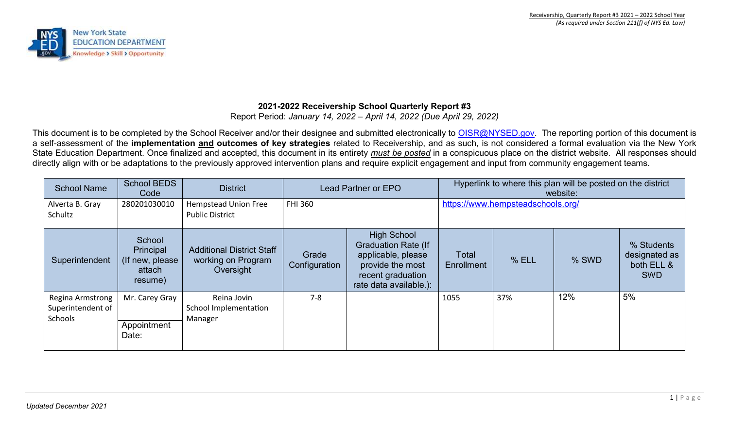## 2021-2022 Receivership School Quarterly Report #3

Report Period: *January 14, 2022 – April 14, 2022 (Due April 29, 2022)*

This document is to be completed by the School Receiver and/or their designee and submitted electronically to OISR@NYSED.gov. The reporting portion of this document is a self-assessment of the **implementation and outcomes of key strategies** related to Receivership, and as such, is not considered a formal evaluation via the New York State Education Department. Once finalized and accepted, this document in its entirety *must be posted* in a conspicuous place on the district website. All responses should directly align with or be adaptations to the previously approved intervention plans and require explicit engagement and input from community engagement teams.

| School Name | School BEDS Code | District | Lead Partner or EPO | | Hyperlink to where this plan will be posted on the district website: | | | |
|---|---|---|---|---|---|---|---|---|
| Alverta B. Gray Schultz | 280201030010 | Hempstead Union Free Public District | FHI 360 | | https://www.hempsteadschools.org/ | | | |
| **Superintendent** | **School Principal (If new, please attach resume)** | **Additional District Staff working on Program Oversight** | **Grade Configuration** | **High School Graduation Rate (If applicable, please provide the most recent graduation rate data available.):** | **Total Enrollment** | **% ELL** | **% SWD** | **% Students designated as both ELL & SWD** |
| Regina Armstrong Superintendent of Schools | Mr. Carey Gray<br>Appointment Date: | Reina Jovin School Implementation Manager | 7-8 | | 1055 | 37% | 12% | 5% |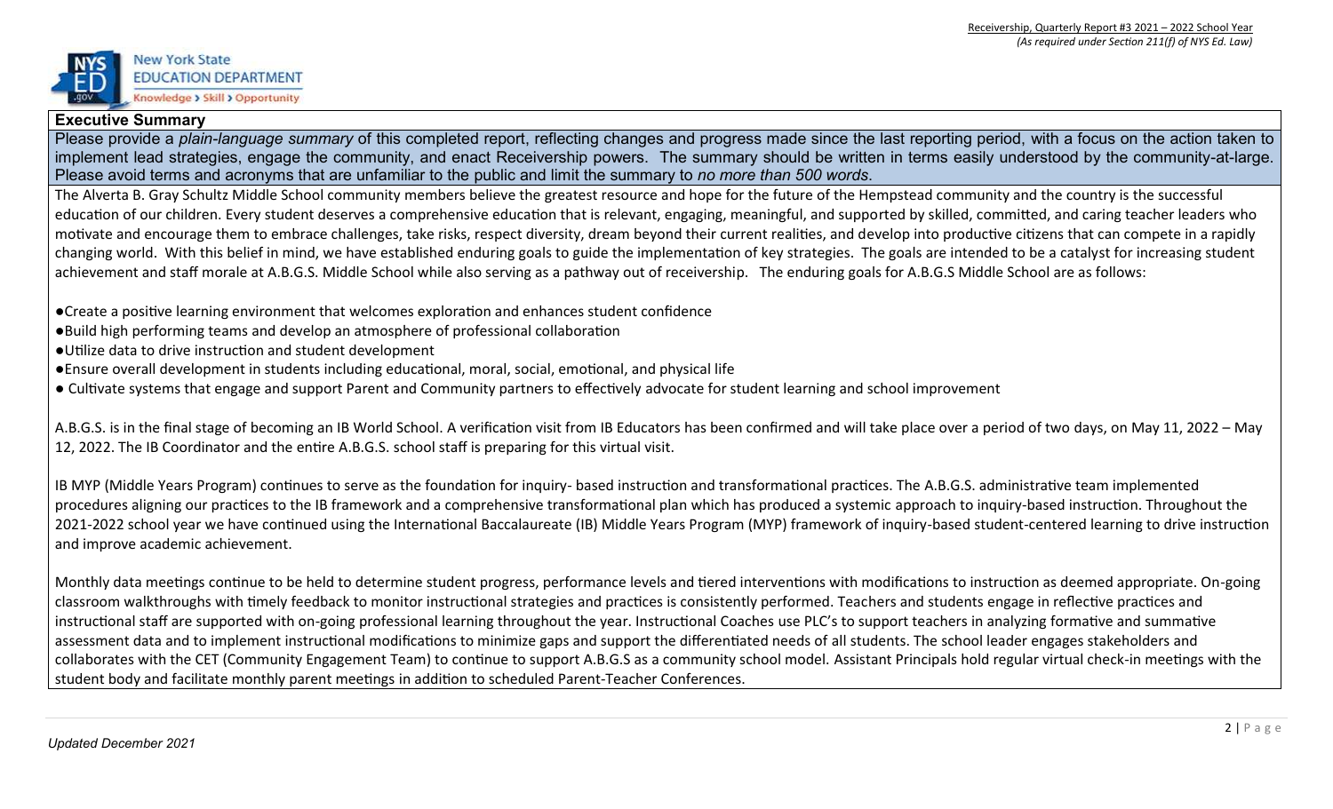## Executive Summary

Please provide a *plain-language summary* of this completed report, reflecting changes and progress made since the last reporting period, with a focus on the action taken to implement lead strategies, engage the community, and enact Receivership powers. The summary should be written in terms easily understood by the community-at-large. Please avoid terms and acronyms that are unfamiliar to the public and limit the summary to *no more than 500 words*.

The Alverta B. Gray Schultz Middle School community members believe the greatest resource and hope for the future of the Hempstead community and the country is the successful education of our children. Every student deserves a comprehensive education that is relevant, engaging, meaningful, and supported by skilled, committed, and caring teacher leaders who motivate and encourage them to embrace challenges, take risks, respect diversity, dream beyond their current realities, and develop into productive citizens that can compete in a rapidly changing world. With this belief in mind, we have established enduring goals to guide the implementation of key strategies. The goals are intended to be a catalyst for increasing student achievement and staff morale at A.B.G.S. Middle School while also serving as a pathway out of receivership. The enduring goals for A.B.G.S Middle School are as follows:

- Create a positive learning environment that welcomes exploration and enhances student confidence
- Build high performing teams and develop an atmosphere of professional collaboration
- Utilize data to drive instruction and student development
- Ensure overall development in students including educational, moral, social, emotional, and physical life
- Cultivate systems that engage and support Parent and Community partners to effectively advocate for student learning and school improvement

A.B.G.S. is in the final stage of becoming an IB World School. A verification visit from IB Educators has been confirmed and will take place over a period of two days, on May 11, 2022 – May 12, 2022. The IB Coordinator and the entire A.B.G.S. school staff is preparing for this virtual visit.

IB MYP (Middle Years Program) continues to serve as the foundation for inquiry- based instruction and transformational practices. The A.B.G.S. administrative team implemented procedures aligning our practices to the IB framework and a comprehensive transformational plan which has produced a systemic approach to inquiry-based instruction. Throughout the 2021-2022 school year we have continued using the International Baccalaureate (IB) Middle Years Program (MYP) framework of inquiry-based student-centered learning to drive instruction and improve academic achievement.

Monthly data meetings continue to be held to determine student progress, performance levels and tiered interventions with modifications to instruction as deemed appropriate. On-going classroom walkthroughs with timely feedback to monitor instructional strategies and practices is consistently performed. Teachers and students engage in reflective practices and instructional staff are supported with on-going professional learning throughout the year. Instructional Coaches use PLC's to support teachers in analyzing formative and summative assessment data and to implement instructional modifications to minimize gaps and support the differentiated needs of all students. The school leader engages stakeholders and collaborates with the CET (Community Engagement Team) to continue to support A.B.G.S as a community school model. Assistant Principals hold regular virtual check-in meetings with the student body and facilitate monthly parent meetings in addition to scheduled Parent-Teacher Conferences.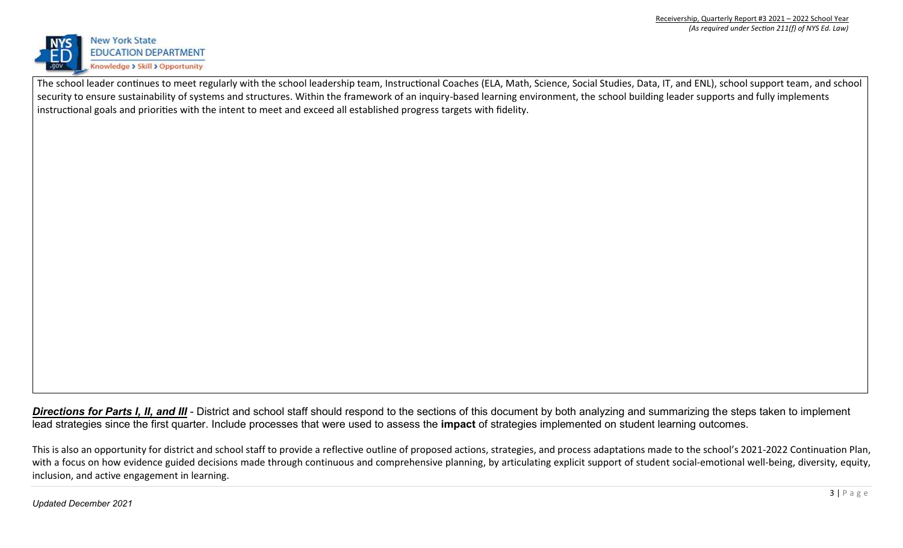The school leader continues to meet regularly with the school leadership team, Instructional Coaches (ELA, Math, Science, Social Studies, Data, IT, and ENL), school support team, and school security to ensure sustainability of systems and structures. Within the framework of an inquiry-based learning environment, the school building leader supports and fully implements instructional goals and priorities with the intent to meet and exceed all established progress targets with fidelity.

***Directions for Parts I, II, and III*** - District and school staff should respond to the sections of this document by both analyzing and summarizing the steps taken to implement lead strategies since the first quarter. Include processes that were used to assess the **impact** of strategies implemented on student learning outcomes.

This is also an opportunity for district and school staff to provide a reflective outline of proposed actions, strategies, and process adaptations made to the school's 2021-2022 Continuation Plan, with a focus on how evidence guided decisions made through continuous and comprehensive planning, by articulating explicit support of student social-emotional well-being, diversity, equity, inclusion, and active engagement in learning.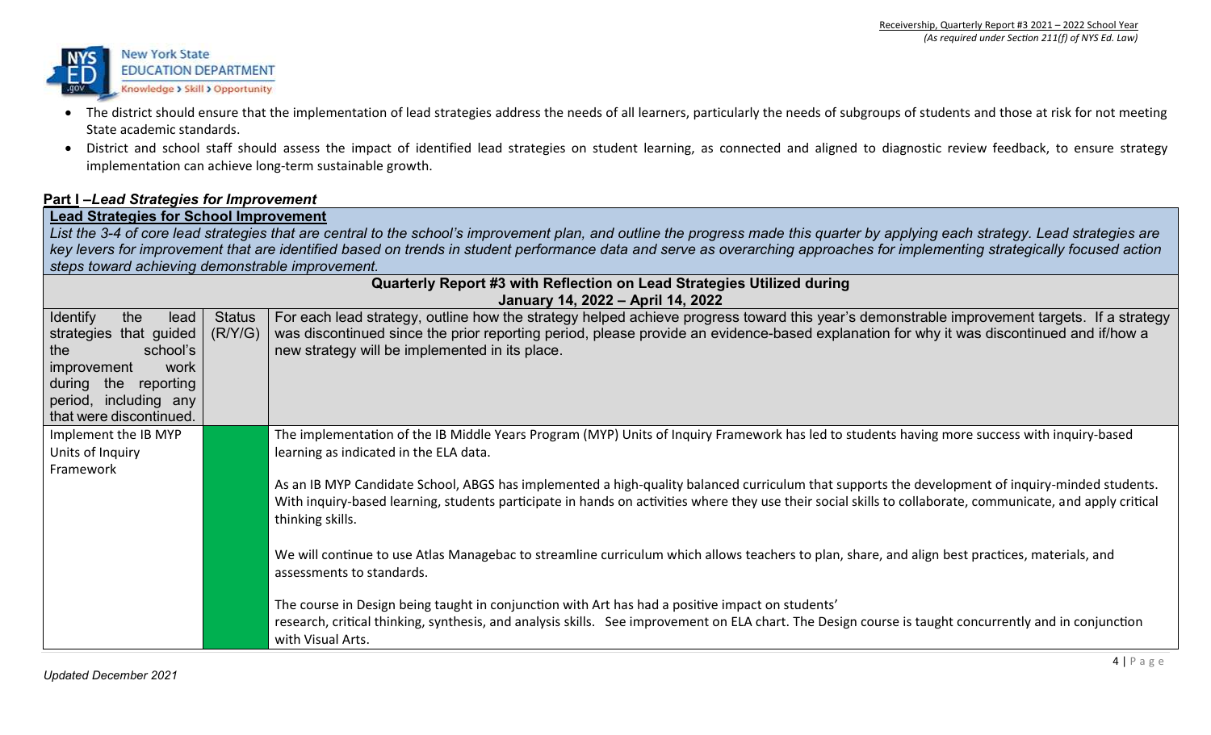- The district should ensure that the implementation of lead strategies address the needs of all learners, particularly the needs of subgroups of students and those at risk for not meeting State academic standards.
- District and school staff should assess the impact of identified lead strategies on student learning, as connected and aligned to diagnostic review feedback, to ensure strategy implementation can achieve long-term sustainable growth.

## Part I –*Lead Strategies for Improvement*

**Lead Strategies for School Improvement**

*List the 3-4 of core lead strategies that are central to the school's improvement plan, and outline the progress made this quarter by applying each strategy. Lead strategies are key levers for improvement that are identified based on trends in student performance data and serve as overarching approaches for implementing strategically focused action steps toward achieving demonstrable improvement.*

**Quarterly Report #3 with Reflection on Lead Strategies Utilized during January 14, 2022 – April 14, 2022**

| Identify the lead strategies that guided the school's improvement work during the reporting period, including any that were discontinued. | Status (R/Y/G) | For each lead strategy, outline how the strategy helped achieve progress toward this year's demonstrable improvement targets. If a strategy was discontinued since the prior reporting period, please provide an evidence-based explanation for why it was discontinued and if/how a new strategy will be implemented in its place. |
|---|---|---|
| Implement the IB MYP Units of Inquiry Framework | Green | The implementation of the IB Middle Years Program (MYP) Units of Inquiry Framework has led to students having more success with inquiry-based learning as indicated in the ELA data.<br><br>As an IB MYP Candidate School, ABGS has implemented a high-quality balanced curriculum that supports the development of inquiry-minded students. With inquiry-based learning, students participate in hands on activities where they use their social skills to collaborate, communicate, and apply critical thinking skills.<br><br>We will continue to use Atlas Managebac to streamline curriculum which allows teachers to plan, share, and align best practices, materials, and assessments to standards.<br><br>The course in Design being taught in conjunction with Art has had a positive impact on students' research, critical thinking, synthesis, and analysis skills. See improvement on ELA chart. The Design course is taught concurrently and in conjunction with Visual Arts. |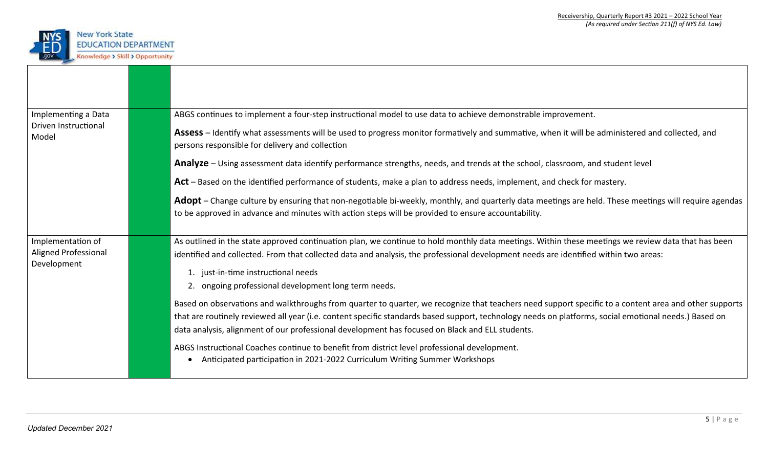| | | |
|---|---|---|
| | | |
| Implementing a Data Driven Instructional Model | | ABGS continues to implement a four-step instructional model to use data to achieve demonstrable improvement.<br><br>**Assess** – Identify what assessments will be used to progress monitor formatively and summative, when it will be administered and collected, and persons responsible for delivery and collection<br><br>**Analyze** – Using assessment data identify performance strengths, needs, and trends at the school, classroom, and student level<br><br>**Act** – Based on the identified performance of students, make a plan to address needs, implement, and check for mastery.<br><br>**Adopt** – Change culture by ensuring that non-negotiable bi-weekly, monthly, and quarterly data meetings are held. These meetings will require agendas to be approved in advance and minutes with action steps will be provided to ensure accountability. |
| Implementation of Aligned Professional Development | | As outlined in the state approved continuation plan, we continue to hold monthly data meetings. Within these meetings we review data that has been identified and collected. From that collected data and analysis, the professional development needs are identified within two areas:<br><br>1. just-in-time instructional needs<br>2. ongoing professional development long term needs.<br><br>Based on observations and walkthroughs from quarter to quarter, we recognize that teachers need support specific to a content area and other supports that are routinely reviewed all year (i.e. content specific standards based support, technology needs on platforms, social emotional needs.) Based on data analysis, alignment of our professional development has focused on Black and ELL students.<br><br>ABGS Instructional Coaches continue to benefit from district level professional development.<br><br>• Anticipated participation in 2021-2022 Curriculum Writing Summer Workshops |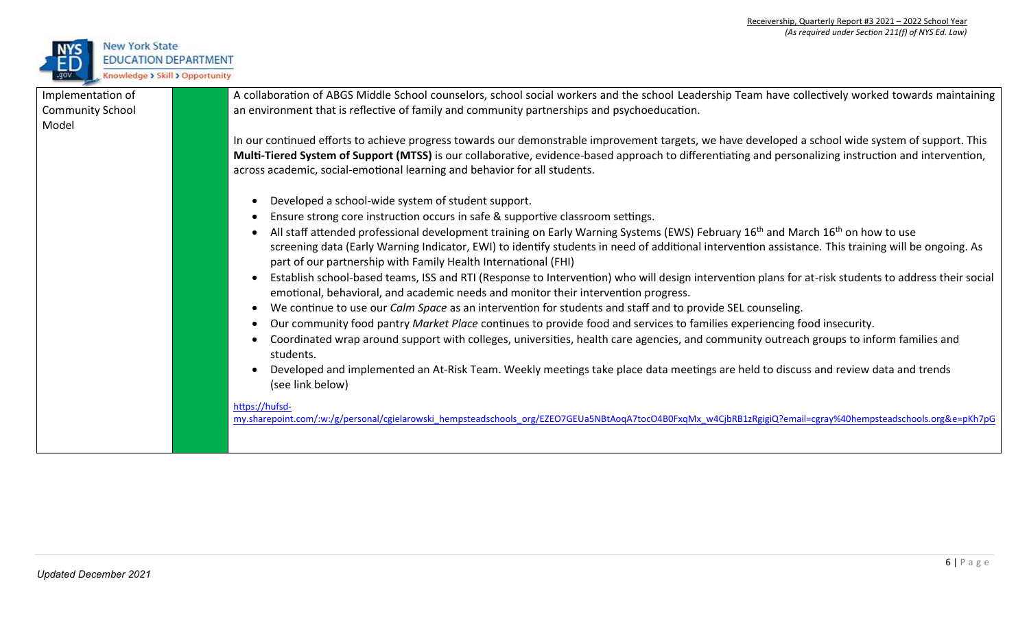| Implementation of Community School Model | | A collaboration of ABGS Middle School counselors, school social workers and the school Leadership Team have collectively worked towards maintaining an environment that is reflective of family and community partnerships and psychoeducation.<br><br>In our continued efforts to achieve progress towards our demonstrable improvement targets, we have developed a school wide system of support. This **Multi-Tiered System of Support (MTSS)** is our collaborative, evidence-based approach to differentiating and personalizing instruction and intervention, across academic, social-emotional learning and behavior for all students.<br><br>• Developed a school-wide system of student support.<br>• Ensure strong core instruction occurs in safe & supportive classroom settings.<br>• All staff attended professional development training on Early Warning Systems (EWS) February 16th and March 16th on how to use screening data (Early Warning Indicator, EWI) to identify students in need of additional intervention assistance. This training will be ongoing. As part of our partnership with Family Health International (FHI)<br>• Establish school-based teams, ISS and RTI (Response to Intervention) who will design intervention plans for at-risk students to address their social emotional, behavioral, and academic needs and monitor their intervention progress.<br>• We continue to use our *Calm Space* as an intervention for students and staff and to provide SEL counseling.<br>• Our community food pantry *Market Place* continues to provide food and services to families experiencing food insecurity.<br>• Coordinated wrap around support with colleges, universities, health care agencies, and community outreach groups to inform families and students.<br>• Developed and implemented an At-Risk Team. Weekly meetings take place data meetings are held to discuss and review data and trends (see link below)<br><br>https://hufsd-my.sharepoint.com/:w:/g/personal/cgielarowski_hempsteadschools_org/EZEO7GEUa5NBtAoqA7tocO4B0FxqMx_w4CjbRB1zRgigiQ?email=cgray%40hempsteadschools.org&e=pKh7pG |
|---|---|---|

Updated December 2021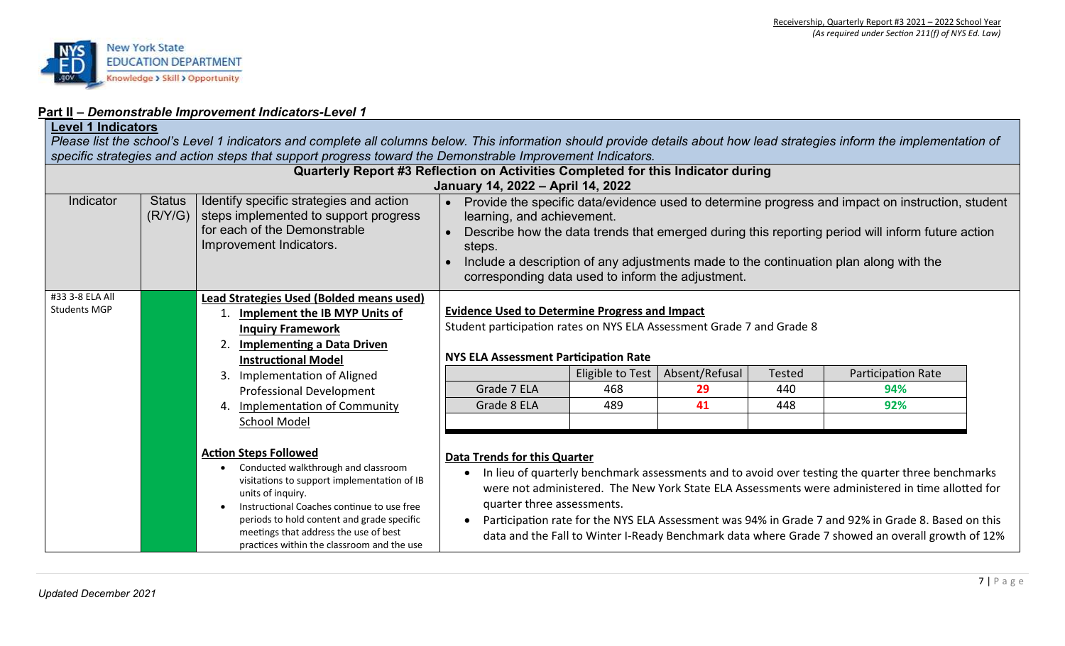## Part II – *Demonstrable Improvement Indicators-Level 1*

**Level 1 Indicators**

*Please list the school's Level 1 indicators and complete all columns below. This information should provide details about how lead strategies inform the implementation of specific strategies and action steps that support progress toward the Demonstrable Improvement Indicators.*

**Quarterly Report #3 Reflection on Activities Completed for this Indicator during January 14, 2022 – April 14, 2022**

| Indicator | Status (R/Y/G) | Identify specific strategies and action steps implemented to support progress for each of the Demonstrable Improvement Indicators. | • Provide the specific data/evidence used to determine progress and impact on instruction, student learning, and achievement. • Describe how the data trends that emerged during this reporting period will inform future action steps. • Include a description of any adjustments made to the continuation plan along with the corresponding data used to inform the adjustment. |
|---|---|---|---|
| #33 3-8 ELA All Students MGP | (Green) | **Lead Strategies Used (Bolded means used)** 1. **Implement the IB MYP Units of Inquiry Framework** 2. **Implementing a Data Driven Instructional Model** 3. Implementation of Aligned Professional Development 4. Implementation of Community School Model **Action Steps Followed** • Conducted walkthrough and classroom visitations to support implementation of IB units of inquiry. • Instructional Coaches continue to use free periods to hold content and grade specific meetings that address the use of best practices within the classroom and the use | **Evidence Used to Determine Progress and Impact** Student participation rates on NYS ELA Assessment Grade 7 and Grade 8 **NYS ELA Assessment Participation Rate** (see table below) **Data Trends for this Quarter** • In lieu of quarterly benchmark assessments and to avoid over testing the quarter three benchmarks were not administered. The New York State ELA Assessments were administered in time allotted for quarter three assessments. • Participation rate for the NYS ELA Assessment was 94% in Grade 7 and 92% in Grade 8. Based on this data and the Fall to Winter I-Ready Benchmark data where Grade 7 showed an overall growth of 12% |

**NYS ELA Assessment Participation Rate**

| | Eligible to Test | Absent/Refusal | Tested | Participation Rate |
|---|---|---|---|---|
| Grade 7 ELA | 468 | 29 | 440 | 94% |
| Grade 8 ELA | 489 | 41 | 448 | 92% |
| | | | | |

*Updated December 2021*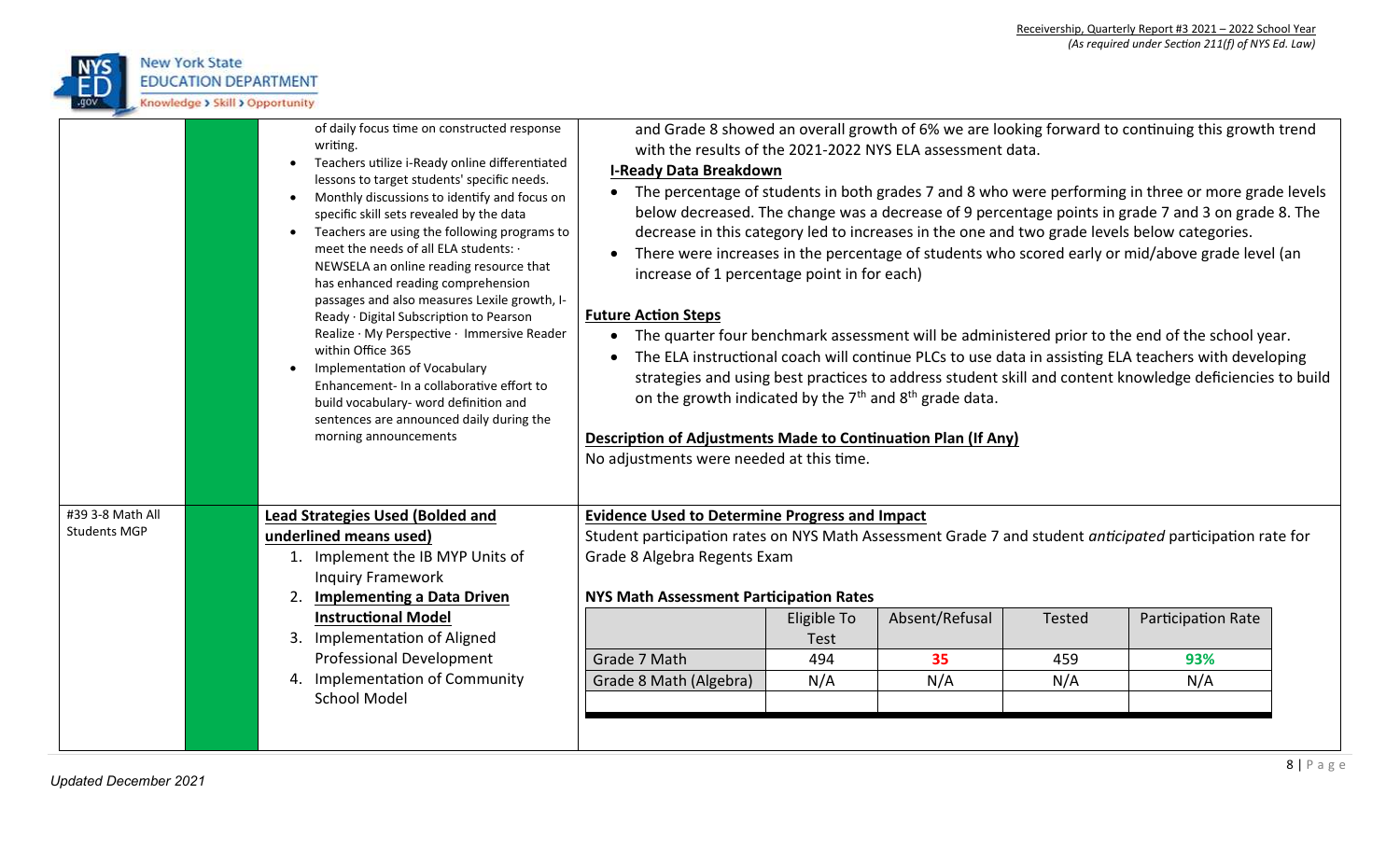| | | | |
|---|---|---|---|
| | | of daily focus time on constructed response writing.<br>• Teachers utilize i-Ready online differentiated lessons to target students' specific needs.<br>• Monthly discussions to identify and focus on specific skill sets revealed by the data<br>• Teachers are using the following programs to meet the needs of all ELA students: · NEWSELA an online reading resource that has enhanced reading comprehension passages and also measures Lexile growth, I-Ready · Digital Subscription to Pearson Realize · My Perspective · Immersive Reader within Office 365<br>• Implementation of Vocabulary Enhancement- In a collaborative effort to build vocabulary- word definition and sentences are announced daily during the morning announcements | and Grade 8 showed an overall growth of 6% we are looking forward to continuing this growth trend with the results of the 2021-2022 NYS ELA assessment data.<br><br>**I-Ready Data Breakdown**<br>• The percentage of students in both grades 7 and 8 who were performing in three or more grade levels below decreased. The change was a decrease of 9 percentage points in grade 7 and 3 on grade 8. The decrease in this category led to increases in the one and two grade levels below categories.<br>• There were increases in the percentage of students who scored early or mid/above grade level (an increase of 1 percentage point in for each)<br><br>**Future Action Steps**<br>• The quarter four benchmark assessment will be administered prior to the end of the school year.<br>• The ELA instructional coach will continue PLCs to use data in assisting ELA teachers with developing strategies and using best practices to address student skill and content knowledge deficiencies to build on the growth indicated by the 7th and 8th grade data.<br><br>**Description of Adjustments Made to Continuation Plan (If Any)**<br>No adjustments were needed at this time. |
| #39 3-8 Math All Students MGP | | **Lead Strategies Used (Bolded and underlined means used)**<br>1. Implement the IB MYP Units of Inquiry Framework<br>2. **Implementing a Data Driven Instructional Model**<br>3. Implementation of Aligned Professional Development<br>4. Implementation of Community School Model | **Evidence Used to Determine Progress and Impact**<br>Student participation rates on NYS Math Assessment Grade 7 and student *anticipated* participation rate for Grade 8 Algebra Regents Exam<br><br>**NYS Math Assessment Participation Rates** |

**NYS Math Assessment Participation Rates**

| | Eligible To Test | Absent/Refusal | Tested | Participation Rate |
|---|---|---|---|---|
| Grade 7 Math | 494 | 35 | 459 | 93% |
| Grade 8 Math (Algebra) | N/A | N/A | N/A | N/A |
| | | | | |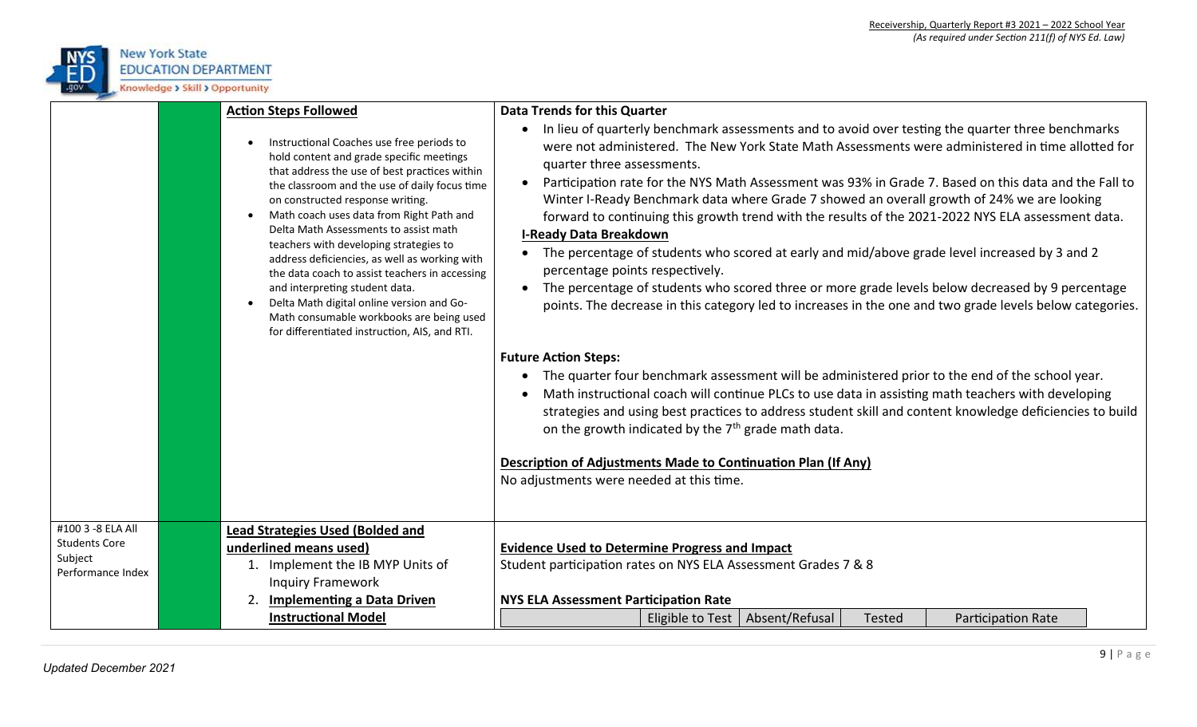| | | | |
|---|---|---|---|
| | | **Action Steps Followed**<br><br>• Instructional Coaches use free periods to hold content and grade specific meetings that address the use of best practices within the classroom and the use of daily focus time on constructed response writing.<br>• Math coach uses data from Right Path and Delta Math Assessments to assist math teachers with developing strategies to address deficiencies, as well as working with the data coach to assist teachers in accessing and interpreting student data.<br>• Delta Math digital online version and Go-Math consumable workbooks are being used for differentiated instruction, AIS, and RTI. | **Data Trends for this Quarter**<br><br>• In lieu of quarterly benchmark assessments and to avoid over testing the quarter three benchmarks were not administered. The New York State Math Assessments were administered in time allotted for quarter three assessments.<br>• Participation rate for the NYS Math Assessment was 93% in Grade 7. Based on this data and the Fall to Winter I-Ready Benchmark data where Grade 7 showed an overall growth of 24% we are looking forward to continuing this growth trend with the results of the 2021-2022 NYS ELA assessment data.<br><br>**I-Ready Data Breakdown**<br><br>• The percentage of students who scored at early and mid/above grade level increased by 3 and 2 percentage points respectively.<br>• The percentage of students who scored three or more grade levels below decreased by 9 percentage points. The decrease in this category led to increases in the one and two grade levels below categories.<br><br>**Future Action Steps:**<br><br>• The quarter four benchmark assessment will be administered prior to the end of the school year.<br>• Math instructional coach will continue PLCs to use data in assisting math teachers with developing strategies and using best practices to address student skill and content knowledge deficiencies to build on the growth indicated by the 7th grade math data.<br><br>**Description of Adjustments Made to Continuation Plan (If Any)**<br><br>No adjustments were needed at this time. |
| #100 3 -8 ELA All Students Core Subject Performance Index | | **Lead Strategies Used (Bolded and underlined means used)**<br><br>1. Implement the IB MYP Units of Inquiry Framework<br>2. **Implementing a Data Driven Instructional Model** | **Evidence Used to Determine Progress and Impact**<br><br>Student participation rates on NYS ELA Assessment Grades 7 & 8<br><br>**NYS ELA Assessment Participation Rate** |

| | Eligible to Test | Absent/Refusal | Tested | Participation Rate |
|---|---|---|---|---|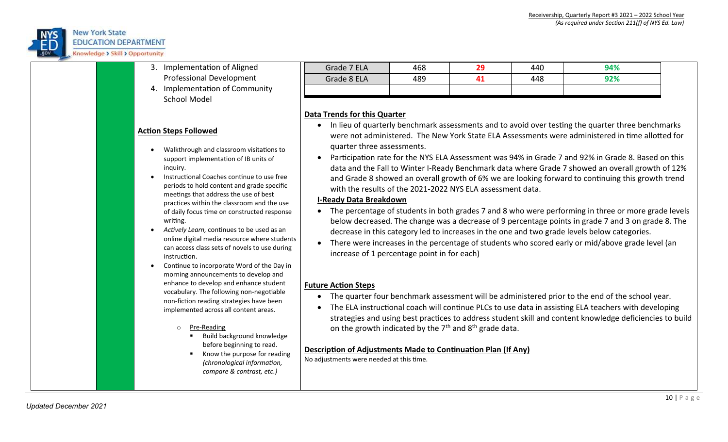3. Implementation of Aligned Professional Development
4. Implementation of Community School Model

**Action Steps Followed**

- Walkthrough and classroom visitations to support implementation of IB units of inquiry.
- Instructional Coaches continue to use free periods to hold content and grade specific meetings that address the use of best practices within the classroom and the use of daily focus time on constructed response writing.
- *Actively Learn,* continues to be used as an online digital media resource where students can access class sets of novels to use during instruction.
- Continue to incorporate Word of the Day in morning announcements to develop and enhance to develop and enhance student vocabulary. The following non-negotiable non-fiction reading strategies have been implemented across all content areas.
  - Pre-Reading
    - Build background knowledge before beginning to read.
    - Know the purpose for reading *(chronological information, compare & contrast, etc.)*

| | | | | |
|---|---|---|---|---|
| Grade 7 ELA | 468 | 29 | 440 | 94% |
| Grade 8 ELA | 489 | 41 | 448 | 92% |
| | | | | |

**Data Trends for this Quarter**

- In lieu of quarterly benchmark assessments and to avoid over testing the quarter three benchmarks were not administered. The New York State ELA Assessments were administered in time allotted for quarter three assessments.
- Participation rate for the NYS ELA Assessment was 94% in Grade 7 and 92% in Grade 8. Based on this data and the Fall to Winter I-Ready Benchmark data where Grade 7 showed an overall growth of 12% and Grade 8 showed an overall growth of 6% we are looking forward to continuing this growth trend with the results of the 2021-2022 NYS ELA assessment data.

**I-Ready Data Breakdown**

- The percentage of students in both grades 7 and 8 who were performing in three or more grade levels below decreased. The change was a decrease of 9 percentage points in grade 7 and 3 on grade 8. The decrease in this category led to increases in the one and two grade levels below categories.
- There were increases in the percentage of students who scored early or mid/above grade level (an increase of 1 percentage point in for each)

**Future Action Steps**

- The quarter four benchmark assessment will be administered prior to the end of the school year.
- The ELA instructional coach will continue PLCs to use data in assisting ELA teachers with developing strategies and using best practices to address student skill and content knowledge deficiencies to build on the growth indicated by the 7th and 8th grade data.

**Description of Adjustments Made to Continuation Plan (If Any)**

No adjustments were needed at this time.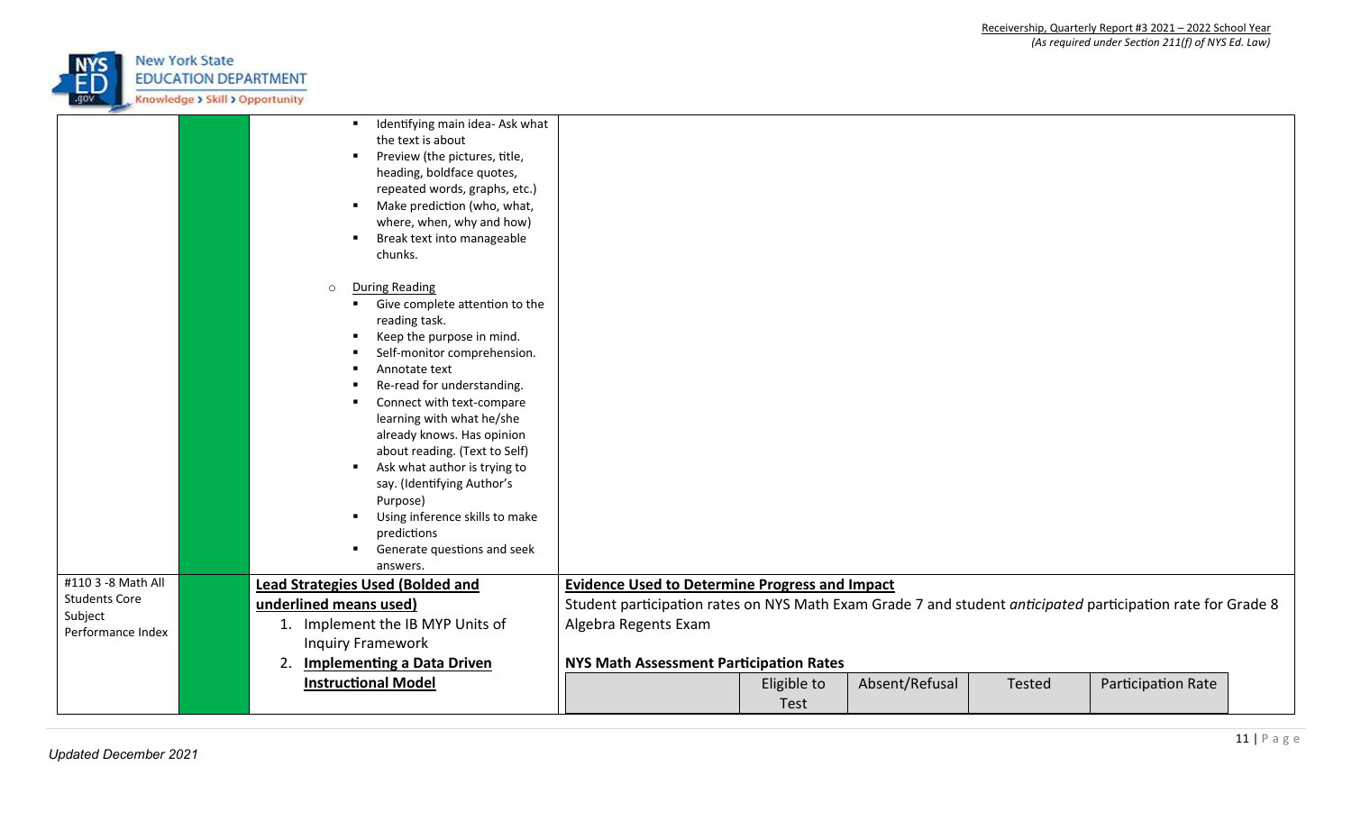| | | | |
|---|---|---|---|
| | | ▪ Identifying main idea- Ask what the text is about<br>▪ Preview (the pictures, title, heading, boldface quotes, repeated words, graphs, etc.)<br>▪ Make prediction (who, what, where, when, why and how)<br>▪ Break text into manageable chunks.<br><br>○ <u>During Reading</u><br>▪ Give complete attention to the reading task.<br>▪ Keep the purpose in mind.<br>▪ Self-monitor comprehension.<br>▪ Annotate text<br>▪ Re-read for understanding.<br>▪ Connect with text-compare learning with what he/she already knows. Has opinion about reading. (Text to Self)<br>▪ Ask what author is trying to say. (Identifying Author's Purpose)<br>▪ Using inference skills to make predictions<br>▪ Generate questions and seek answers. | |
| #110 3 -8 Math All Students Core Subject Performance Index | | **<u>Lead Strategies Used (Bolded and underlined means used)</u>**<br>1. Implement the IB MYP Units of Inquiry Framework<br>2. **<u>Implementing a Data Driven Instructional Model</u>** | **<u>Evidence Used to Determine Progress and Impact</u>**<br>Student participation rates on NYS Math Exam Grade 7 and student *anticipated* participation rate for Grade 8 Algebra Regents Exam<br><br>**NYS Math Assessment Participation Rates** |

| | Eligible to Test | Absent/Refusal | Tested | Participation Rate |
|---|---|---|---|---|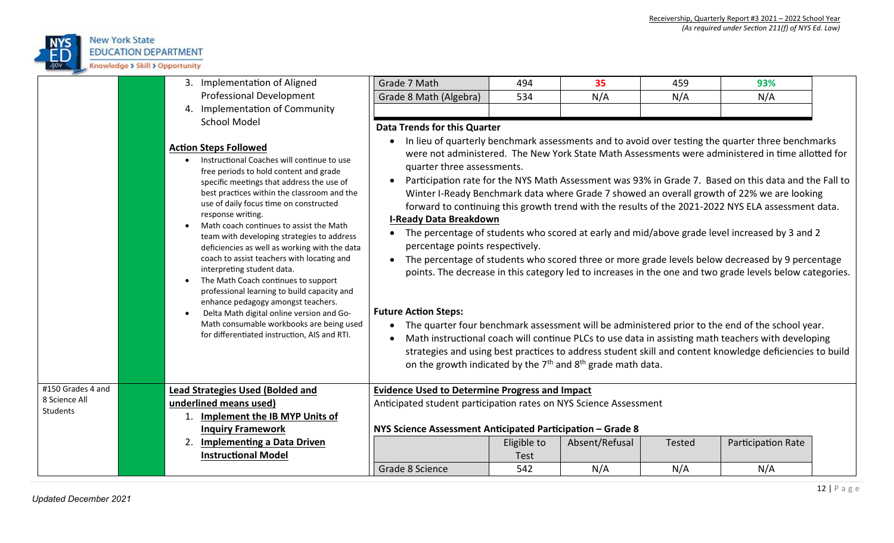3. Implementation of Aligned Professional Development
4. Implementation of Community School Model

**Action Steps Followed**

- Instructional Coaches will continue to use free periods to hold content and grade specific meetings that address the use of best practices within the classroom and the use of daily focus time on constructed response writing.
- Math coach continues to assist the Math team with developing strategies to address deficiencies as well as working with the data coach to assist teachers with locating and interpreting student data.
- The Math Coach continues to support professional learning to build capacity and enhance pedagogy amongst teachers.
- Delta Math digital online version and Go-Math consumable workbooks are being used for differentiated instruction, AIS and RTI.

| | | | | |
|---|---|---|---|---|
| Grade 7 Math | 494 | 35 | 459 | 93% |
| Grade 8 Math (Algebra) | 534 | N/A | N/A | N/A |
| | | | | |

**Data Trends for this Quarter**

- In lieu of quarterly benchmark assessments and to avoid over testing the quarter three benchmarks were not administered. The New York State Math Assessments were administered in time allotted for quarter three assessments.
- Participation rate for the NYS Math Assessment was 93% in Grade 7. Based on this data and the Fall to Winter I-Ready Benchmark data where Grade 7 showed an overall growth of 22% we are looking forward to continuing this growth trend with the results of the 2021-2022 NYS ELA assessment data.

**I-Ready Data Breakdown**

- The percentage of students who scored at early and mid/above grade level increased by 3 and 2 percentage points respectively.
- The percentage of students who scored three or more grade levels below decreased by 9 percentage points. The decrease in this category led to increases in the one and two grade levels below categories.

**Future Action Steps:**

- The quarter four benchmark assessment will be administered prior to the end of the school year.
- Math instructional coach will continue PLCs to use data in assisting math teachers with developing strategies and using best practices to address student skill and content knowledge deficiencies to build on the growth indicated by the 7th and 8th grade math data.

---

**#150 Grades 4 and 8 Science All Students**

**Lead Strategies Used (Bolded and underlined means used)**

1. **Implement the IB MYP Units of Inquiry Framework**
2. **Implementing a Data Driven Instructional Model**

**Evidence Used to Determine Progress and Impact**

Anticipated student participation rates on NYS Science Assessment

**NYS Science Assessment Anticipated Participation – Grade 8**

| | Eligible to Test | Absent/Refusal | Tested | Participation Rate |
|---|---|---|---|---|
| Grade 8 Science | 542 | N/A | N/A | N/A |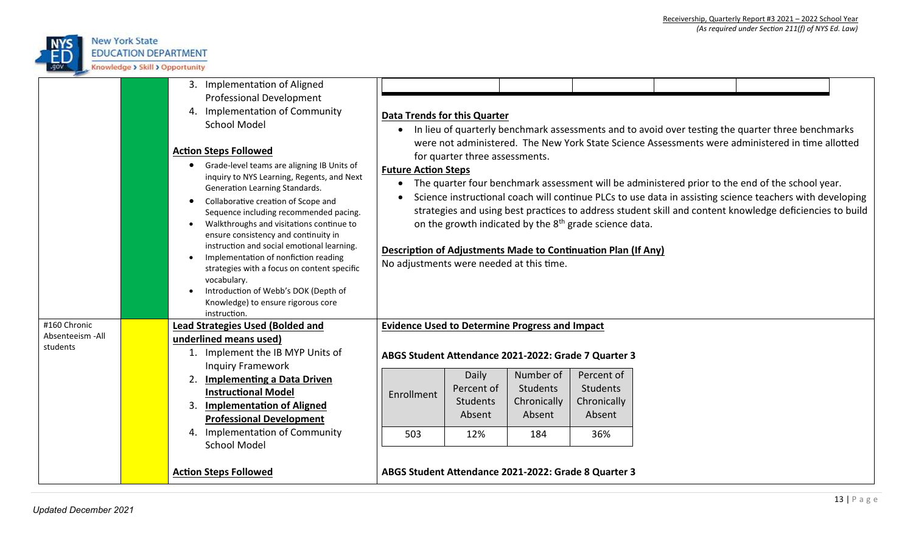| | | | |
|---|---|---|---|
| | | 3. Implementation of Aligned Professional Development<br>4. Implementation of Community School Model<br><br>**Action Steps Followed**<br>• Grade-level teams are aligning IB Units of inquiry to NYS Learning, Regents, and Next Generation Learning Standards.<br>• Collaborative creation of Scope and Sequence including recommended pacing.<br>• Walkthroughs and visitations continue to ensure consistency and continuity in instruction and social emotional learning.<br>• Implementation of nonfiction reading strategies with a focus on content specific vocabulary.<br>• Introduction of Webb's DOK (Depth of Knowledge) to ensure rigorous core instruction. | **Data Trends for this Quarter**<br>• In lieu of quarterly benchmark assessments and to avoid over testing the quarter three benchmarks were not administered. The New York State Science Assessments were administered in time allotted for quarter three assessments.<br>**Future Action Steps**<br>• The quarter four benchmark assessment will be administered prior to the end of the school year.<br>• Science instructional coach will continue PLCs to use data in assisting science teachers with developing strategies and using best practices to address student skill and content knowledge deficiencies to build on the growth indicated by the 8th grade science data.<br><br>**Description of Adjustments Made to Continuation Plan (If Any)**<br>No adjustments were needed at this time. |
| #160 Chronic Absenteeism -All students | | **Lead Strategies Used (Bolded and underlined means used)**<br>1. Implement the IB MYP Units of Inquiry Framework<br>2. **Implementing a Data Driven Instructional Model**<br>3. **Implementation of Aligned Professional Development**<br>4. Implementation of Community School Model<br><br>**Action Steps Followed** | **Evidence Used to Determine Progress and Impact**<br><br>**ABGS Student Attendance 2021-2022: Grade 7 Quarter 3**<br><br>Enrollment: 503 \| Daily Percent of Students Absent: 12% \| Number of Students Chronically Absent: 184 \| Percent of Students Chronically Absent: 36%<br><br>**ABGS Student Attendance 2021-2022: Grade 8 Quarter 3** |

**ABGS Student Attendance 2021-2022: Grade 7 Quarter 3**

| Enrollment | Daily Percent of Students Absent | Number of Students Chronically Absent | Percent of Students Chronically Absent |
|---|---|---|---|
| 503 | 12% | 184 | 36% |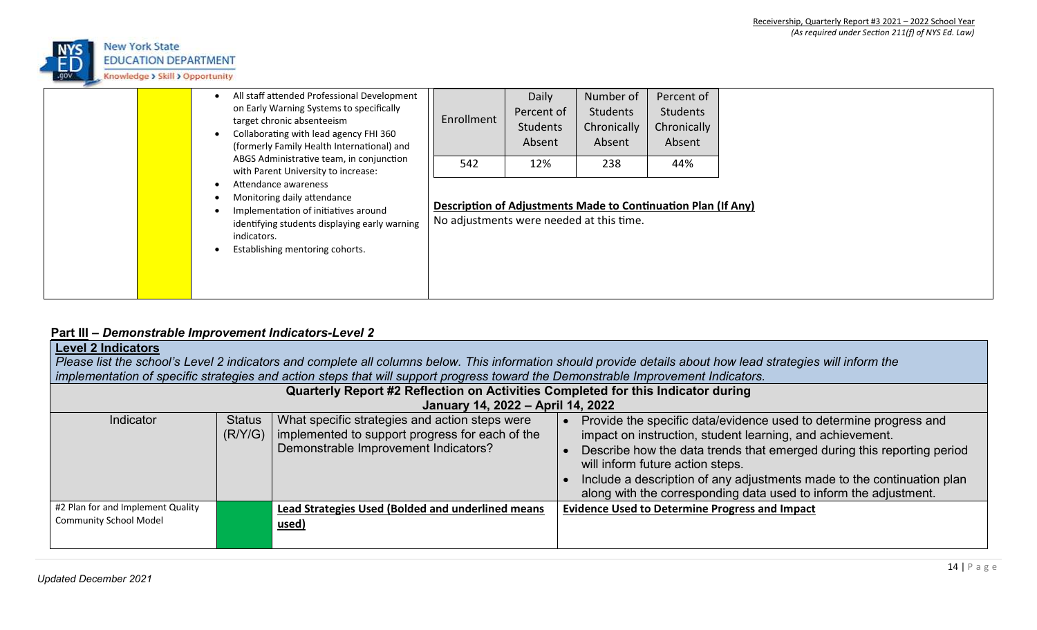| | | | |
|---|---|---|---|
| | | • All staff attended Professional Development on Early Warning Systems to specifically target chronic absenteeism<br>• Collaborating with lead agency FHI 360 (formerly Family Health International) and ABGS Administrative team, in conjunction with Parent University to increase:<br>• Attendance awareness<br>• Monitoring daily attendance<br>• Implementation of initiatives around identifying students displaying early warning indicators.<br>• Establishing mentoring cohorts. | <table><tr><th>Enrollment</th><th>Daily Percent of Students Absent</th><th>Number of Students Chronically Absent</th><th>Percent of Students Chronically Absent</th></tr><tr><td>542</td><td>12%</td><td>238</td><td>44%</td></tr></table><br>**Description of Adjustments Made to Continuation Plan (If Any)**<br>No adjustments were needed at this time. |

## Part III – *Demonstrable Improvement Indicators-Level 2*

**Level 2 Indicators**

*Please list the school's Level 2 indicators and complete all columns below. This information should provide details about how lead strategies will inform the implementation of specific strategies and action steps that will support progress toward the Demonstrable Improvement Indicators.*

**Quarterly Report #2 Reflection on Activities Completed for this Indicator during January 14, 2022 – April 14, 2022**

| Indicator | Status (R/Y/G) | What specific strategies and action steps were implemented to support progress for each of the Demonstrable Improvement Indicators? | • Provide the specific data/evidence used to determine progress and impact on instruction, student learning, and achievement.<br>• Describe how the data trends that emerged during this reporting period will inform future action steps.<br>• Include a description of any adjustments made to the continuation plan along with the corresponding data used to inform the adjustment. |
|---|---|---|---|
| #2 Plan for and Implement Quality Community School Model | | **Lead Strategies Used (Bolded and underlined means used)** | **Evidence Used to Determine Progress and Impact** |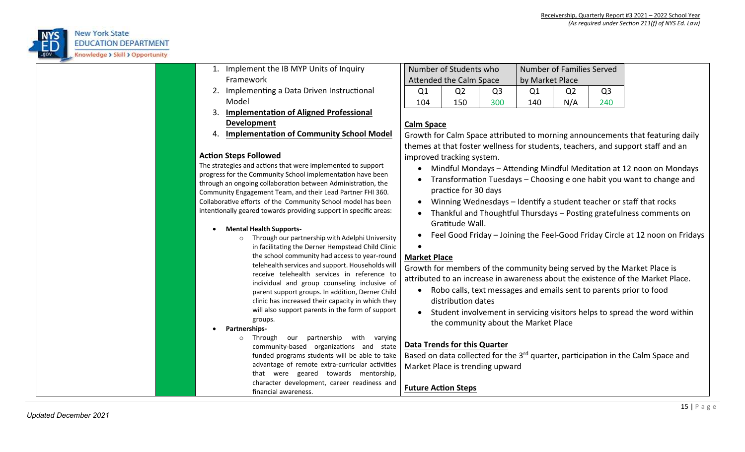1. Implement the IB MYP Units of Inquiry Framework
2. Implementing a Data Driven Instructional Model
3. **Implementation of Aligned Professional Development**
4. **Implementation of Community School Model**

**Action Steps Followed**

The strategies and actions that were implemented to support progress for the Community School implementation have been through an ongoing collaboration between Administration, the Community Engagement Team, and their Lead Partner FHI 360. Collaborative efforts of the Community School model has been intentionally geared towards providing support in specific areas:

- **Mental Health Supports-**
  - Through our partnership with Adelphi University in facilitating the Derner Hempstead Child Clinic the school community had access to year-round telehealth services and support. Households will receive telehealth services in reference to individual and group counseling inclusive of parent support groups. In addition, Derner Child clinic has increased their capacity in which they will also support parents in the form of support groups.
- **Partnerships-**
  - Through our partnership with varying community-based organizations and state funded programs students will be able to take advantage of remote extra-curricular activities that were geared towards mentorship, character development, career readiness and financial awareness.

| Number of Students who Attended the Calm Space | | | Number of Families Served by Market Place | | |
|---|---|---|---|---|---|
| Q1 | Q2 | Q3 | Q1 | Q2 | Q3 |
| 104 | 150 | 300 | 140 | N/A | 240 |

**Calm Space**

Growth for Calm Space attributed to morning announcements that featuring daily themes at that foster wellness for students, teachers, and support staff and an improved tracking system.

- Mindful Mondays – Attending Mindful Meditation at 12 noon on Mondays
- Transformation Tuesdays – Choosing e one habit you want to change and practice for 30 days
- Winning Wednesdays – Identify a student teacher or staff that rocks
- Thankful and Thoughtful Thursdays – Posting gratefulness comments on Gratitude Wall.
- Feel Good Friday – Joining the Feel-Good Friday Circle at 12 noon on Fridays

**Market Place**

Growth for members of the community being served by the Market Place is attributed to an increase in awareness about the existence of the Market Place.

- Robo calls, text messages and emails sent to parents prior to food distribution dates
- Student involvement in servicing visitors helps to spread the word within the community about the Market Place

**Data Trends for this Quarter**

Based on data collected for the 3rd quarter, participation in the Calm Space and Market Place is trending upward

**Future Action Steps**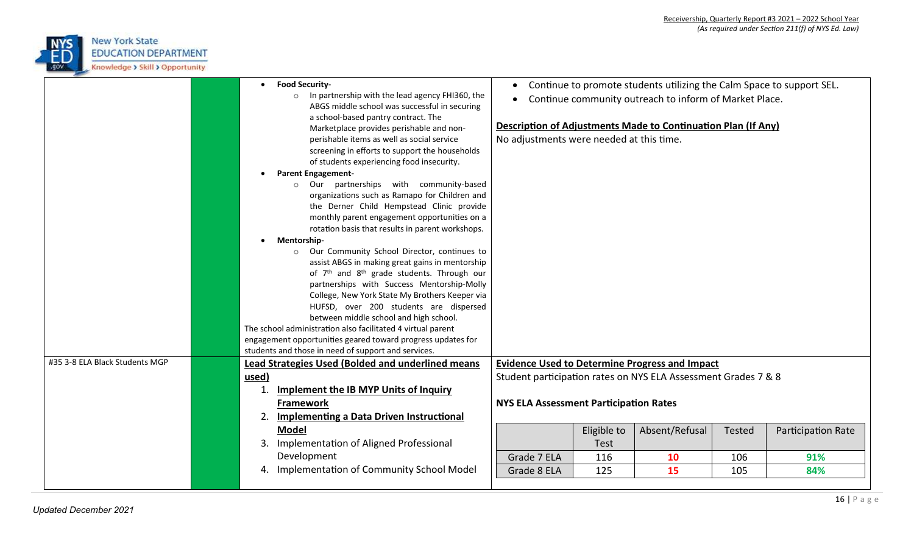| | | | |
|---|---|---|---|
| | | • **Food Security-**<br>  ○ In partnership with the lead agency FHI360, the ABGS middle school was successful in securing a school-based pantry contract. The Marketplace provides perishable and non-perishable items as well as social service screening in efforts to support the households of students experiencing food insecurity.<br>• **Parent Engagement-**<br>  ○ Our partnerships with community-based organizations such as Ramapo for Children and the Derner Child Hempstead Clinic provide monthly parent engagement opportunities on a rotation basis that results in parent workshops.<br>• **Mentorship-**<br>  ○ Our Community School Director, continues to assist ABGS in making great gains in mentorship of 7th and 8th grade students. Through our partnerships with Success Mentorship-Molly College, New York State My Brothers Keeper via HUFSD, over 200 students are dispersed between middle school and high school.<br>The school administration also facilitated 4 virtual parent engagement opportunities geared toward progress updates for students and those in need of support and services. | • Continue to promote students utilizing the Calm Space to support SEL.<br>• Continue community outreach to inform of Market Place.<br><br>**<u>Description of Adjustments Made to Continuation Plan (If Any)</u>**<br>No adjustments were needed at this time. |
| #35 3-8 ELA Black Students MGP | | **<u>Lead Strategies Used (Bolded and underlined means used)</u>**<br>1. **<u>Implement the IB MYP Units of Inquiry Framework</u>**<br>2. **<u>Implementing a Data Driven Instructional Model</u>**<br>3. Implementation of Aligned Professional Development<br>4. Implementation of Community School Model | **<u>Evidence Used to Determine Progress and Impact</u>**<br>Student participation rates on NYS ELA Assessment Grades 7 & 8<br><br>**NYS ELA Assessment Participation Rates**<br><br>\| \| Eligible to Test \| Absent/Refusal \| Tested \| Participation Rate \|<br>\| Grade 7 ELA \| 116 \| 10 \| 106 \| 91% \|<br>\| Grade 8 ELA \| 125 \| 15 \| 105 \| 84% \| |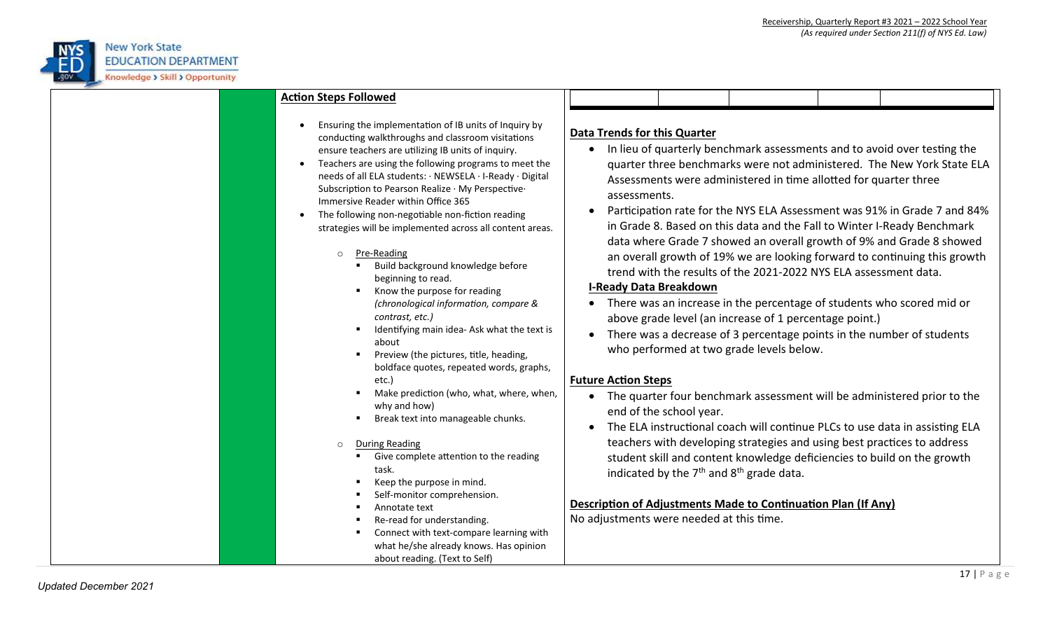**Action Steps Followed**

- Ensuring the implementation of IB units of Inquiry by conducting walkthroughs and classroom visitations ensure teachers are utilizing IB units of inquiry.
- Teachers are using the following programs to meet the needs of all ELA students: · NEWSELA · I-Ready · Digital Subscription to Pearson Realize · My Perspective· Immersive Reader within Office 365
- The following non-negotiable non-fiction reading strategies will be implemented across all content areas.
  - Pre-Reading
    - Build background knowledge before beginning to read.
    - Know the purpose for reading *(chronological information, compare & contrast, etc.)*
    - Identifying main idea- Ask what the text is about
    - Preview (the pictures, title, heading, boldface quotes, repeated words, graphs, etc.)
    - Make prediction (who, what, where, when, why and how)
    - Break text into manageable chunks.
  - During Reading
    - Give complete attention to the reading task.
    - Keep the purpose in mind.
    - Self-monitor comprehension.
    - Annotate text
    - Re-read for understanding.
    - Connect with text-compare learning with what he/she already knows. Has opinion about reading. (Text to Self)

**Data Trends for this Quarter**

- In lieu of quarterly benchmark assessments and to avoid over testing the quarter three benchmarks were not administered. The New York State ELA Assessments were administered in time allotted for quarter three assessments.
- Participation rate for the NYS ELA Assessment was 91% in Grade 7 and 84% in Grade 8. Based on this data and the Fall to Winter I-Ready Benchmark data where Grade 7 showed an overall growth of 9% and Grade 8 showed an overall growth of 19% we are looking forward to continuing this growth trend with the results of the 2021-2022 NYS ELA assessment data.

**I-Ready Data Breakdown**

- There was an increase in the percentage of students who scored mid or above grade level (an increase of 1 percentage point.)
- There was a decrease of 3 percentage points in the number of students who performed at two grade levels below.

**Future Action Steps**

- The quarter four benchmark assessment will be administered prior to the end of the school year.
- The ELA instructional coach will continue PLCs to use data in assisting ELA teachers with developing strategies and using best practices to address student skill and content knowledge deficiencies to build on the growth indicated by the 7th and 8th grade data.

**Description of Adjustments Made to Continuation Plan (If Any)**

No adjustments were needed at this time.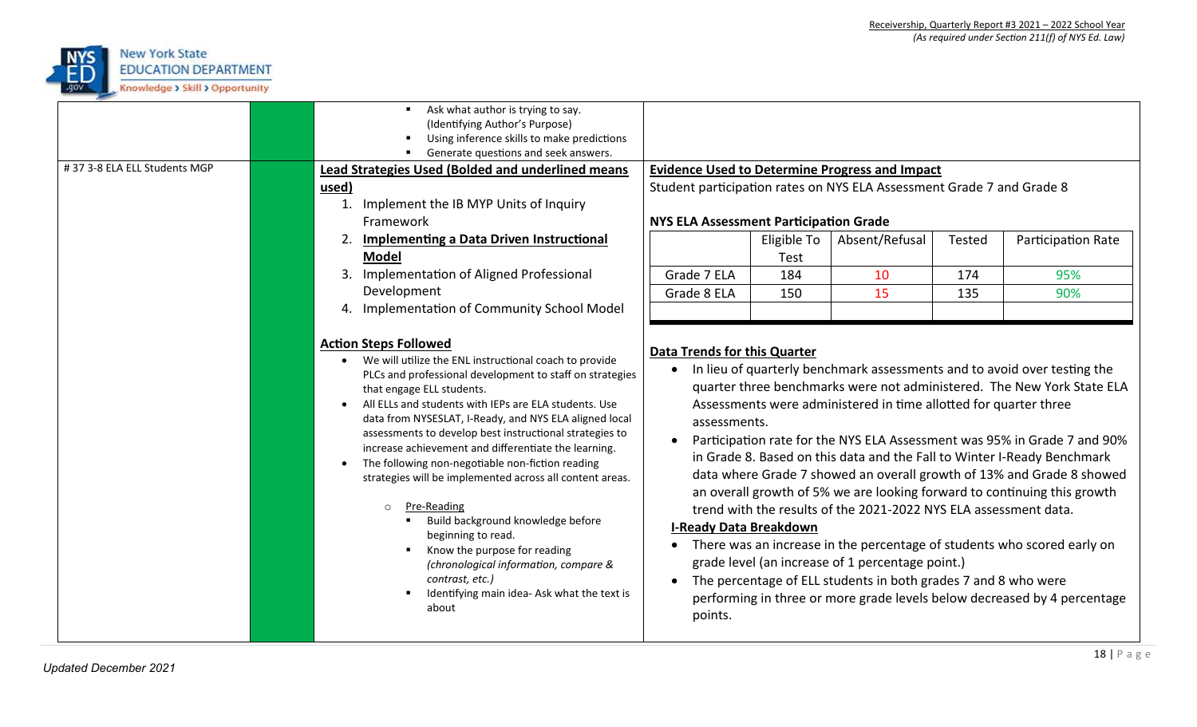- Ask what author is trying to say. (Identifying Author's Purpose)
- Using inference skills to make predictions
- Generate questions and seek answers.

**# 37 3-8 ELA ELL Students MGP**

**Lead Strategies Used (Bolded and underlined means used)**

1. Implement the IB MYP Units of Inquiry Framework
2. **Implementing a Data Driven Instructional Model**
3. Implementation of Aligned Professional Development
4. Implementation of Community School Model

**Action Steps Followed**

- We will utilize the ENL instructional coach to provide PLCs and professional development to staff on strategies that engage ELL students.
- All ELLs and students with IEPs are ELA students. Use data from NYSESLAT, I-Ready, and NYS ELA aligned local assessments to develop best instructional strategies to increase achievement and differentiate the learning.
- The following non-negotiable non-fiction reading strategies will be implemented across all content areas.
  - Pre-Reading
    - Build background knowledge before beginning to read.
    - Know the purpose for reading *(chronological information, compare & contrast, etc.)*
    - Identifying main idea- Ask what the text is about

**Evidence Used to Determine Progress and Impact**

Student participation rates on NYS ELA Assessment Grade 7 and Grade 8

**NYS ELA Assessment Participation Grade**

| | Eligible To Test | Absent/Refusal | Tested | Participation Rate |
|---|---|---|---|---|
| Grade 7 ELA | 184 | 10 | 174 | 95% |
| Grade 8 ELA | 150 | 15 | 135 | 90% |
| | | | | |

**Data Trends for this Quarter**

- In lieu of quarterly benchmark assessments and to avoid over testing the quarter three benchmarks were not administered. The New York State ELA Assessments were administered in time allotted for quarter three assessments.
- Participation rate for the NYS ELA Assessment was 95% in Grade 7 and 90% in Grade 8. Based on this data and the Fall to Winter I-Ready Benchmark data where Grade 7 showed an overall growth of 13% and Grade 8 showed an overall growth of 5% we are looking forward to continuing this growth trend with the results of the 2021-2022 NYS ELA assessment data.

**I-Ready Data Breakdown**

- There was an increase in the percentage of students who scored early on grade level (an increase of 1 percentage point.)
- The percentage of ELL students in both grades 7 and 8 who were performing in three or more grade levels below decreased by 4 percentage points.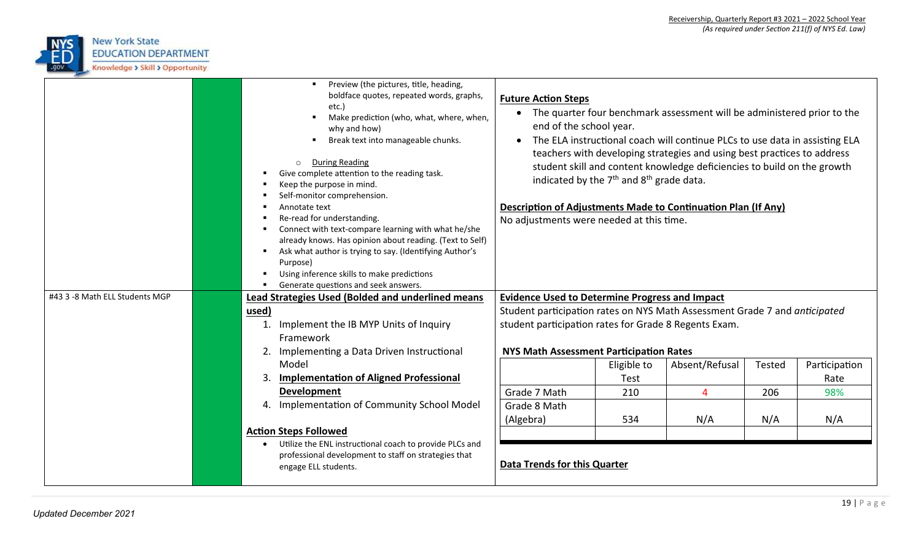| | | | |
|---|---|---|---|
| | | ▪ Preview (the pictures, title, heading, boldface quotes, repeated words, graphs, etc.)<br>▪ Make prediction (who, what, where, when, why and how)<br>▪ Break text into manageable chunks.<br><br>○ During Reading<br>▪ Give complete attention to the reading task.<br>▪ Keep the purpose in mind.<br>▪ Self-monitor comprehension.<br>▪ Annotate text<br>▪ Re-read for understanding.<br>▪ Connect with text-compare learning with what he/she already knows. Has opinion about reading. (Text to Self)<br>▪ Ask what author is trying to say. (Identifying Author's Purpose)<br>▪ Using inference skills to make predictions<br>▪ Generate questions and seek answers. | **Future Action Steps**<br>• The quarter four benchmark assessment will be administered prior to the end of the school year.<br>• The ELA instructional coach will continue PLCs to use data in assisting ELA teachers with developing strategies and using best practices to address student skill and content knowledge deficiencies to build on the growth indicated by the 7th and 8th grade data.<br><br>**Description of Adjustments Made to Continuation Plan (If Any)**<br>No adjustments were needed at this time. |
| #43 3 -8 Math ELL Students MGP | | **Lead Strategies Used (Bolded and underlined means used)**<br>1. Implement the IB MYP Units of Inquiry Framework<br>2. Implementing a Data Driven Instructional Model<br>3. **Implementation of Aligned Professional Development**<br>4. Implementation of Community School Model<br><br>**Action Steps Followed**<br>• Utilize the ENL instructional coach to provide PLCs and professional development to staff on strategies that engage ELL students. | **Evidence Used to Determine Progress and Impact**<br>Student participation rates on NYS Math Assessment Grade 7 and *anticipated* student participation rates for Grade 8 Regents Exam.<br><br>**NYS Math Assessment Participation Rates**<br>(see table below)<br><br>**Data Trends for this Quarter** |

**NYS Math Assessment Participation Rates**

| | Eligible to Test | Absent/Refusal | Tested | Participation Rate |
|---|---|---|---|---|
| Grade 7 Math | 210 | 4 | 206 | 98% |
| Grade 8 Math (Algebra) | 534 | N/A | N/A | N/A |
| | | | | |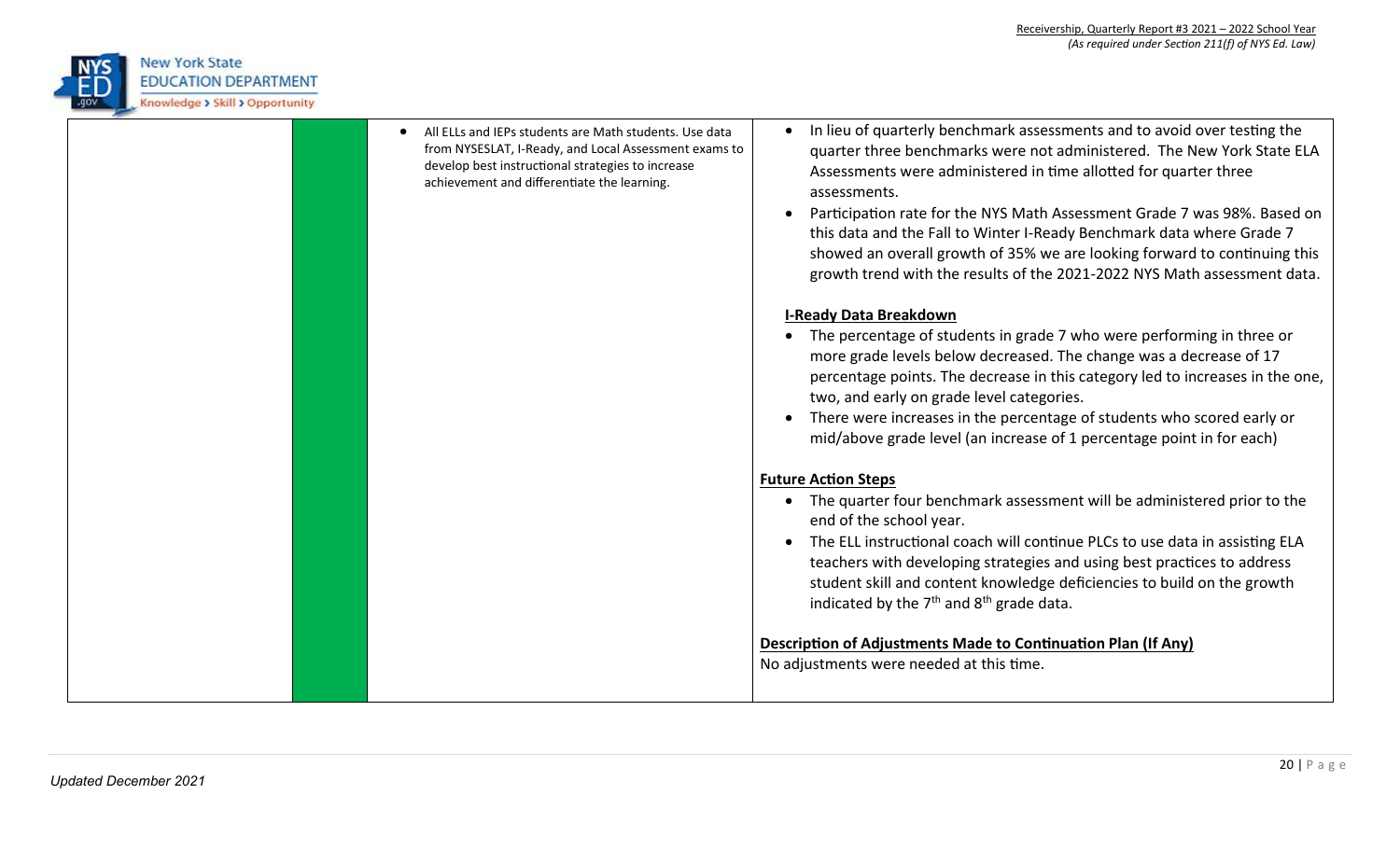| | | | |
|---|---|---|---|
| | | • All ELLs and IEPs students are Math students. Use data from NYSESLAT, I-Ready, and Local Assessment exams to develop best instructional strategies to increase achievement and differentiate the learning. | • In lieu of quarterly benchmark assessments and to avoid over testing the quarter three benchmarks were not administered. The New York State ELA Assessments were administered in time allotted for quarter three assessments.<br>• Participation rate for the NYS Math Assessment Grade 7 was 98%. Based on this data and the Fall to Winter I-Ready Benchmark data where Grade 7 showed an overall growth of 35% we are looking forward to continuing this growth trend with the results of the 2021-2022 NYS Math assessment data.<br><br>**I-Ready Data Breakdown**<br>• The percentage of students in grade 7 who were performing in three or more grade levels below decreased. The change was a decrease of 17 percentage points. The decrease in this category led to increases in the one, two, and early on grade level categories.<br>• There were increases in the percentage of students who scored early or mid/above grade level (an increase of 1 percentage point in for each)<br><br>**Future Action Steps**<br>• The quarter four benchmark assessment will be administered prior to the end of the school year.<br>• The ELL instructional coach will continue PLCs to use data in assisting ELA teachers with developing strategies and using best practices to address student skill and content knowledge deficiencies to build on the growth indicated by the 7th and 8th grade data.<br><br>**Description of Adjustments Made to Continuation Plan (If Any)**<br>No adjustments were needed at this time. |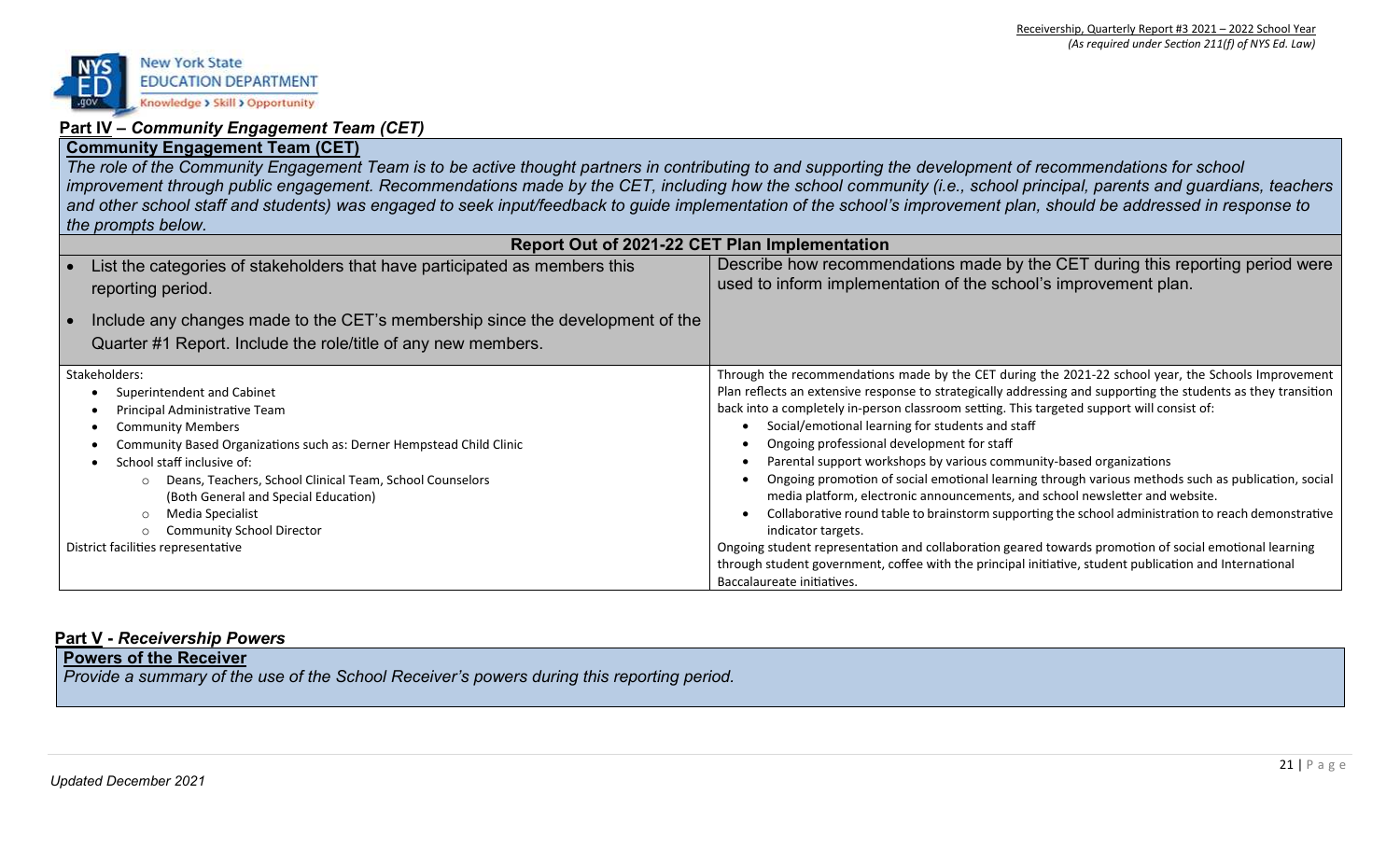## Part IV – *Community Engagement Team (CET)*

**Community Engagement Team (CET)**

*The role of the Community Engagement Team is to be active thought partners in contributing to and supporting the development of recommendations for school improvement through public engagement. Recommendations made by the CET, including how the school community (i.e., school principal, parents and guardians, teachers and other school staff and students) was engaged to seek input/feedback to guide implementation of the school's improvement plan, should be addressed in response to the prompts below.*

| Report Out of 2021-22 CET Plan Implementation | |
|---|---|
| • List the categories of stakeholders that have participated as members this reporting period.<br>• Include any changes made to the CET's membership since the development of the Quarter #1 Report. Include the role/title of any new members. | Describe how recommendations made by the CET during this reporting period were used to inform implementation of the school's improvement plan. |
| Stakeholders:<br>• Superintendent and Cabinet<br>• Principal Administrative Team<br>• Community Members<br>• Community Based Organizations such as: Derner Hempstead Child Clinic<br>• School staff inclusive of:<br>  ○ Deans, Teachers, School Clinical Team, School Counselors (Both General and Special Education)<br>  ○ Media Specialist<br>  ○ Community School Director<br>District facilities representative | Through the recommendations made by the CET during the 2021-22 school year, the Schools Improvement Plan reflects an extensive response to strategically addressing and supporting the students as they transition back into a completely in-person classroom setting. This targeted support will consist of:<br>• Social/emotional learning for students and staff<br>• Ongoing professional development for staff<br>• Parental support workshops by various community-based organizations<br>• Ongoing promotion of social emotional learning through various methods such as publication, social media platform, electronic announcements, and school newsletter and website.<br>• Collaborative round table to brainstorm supporting the school administration to reach demonstrative indicator targets.<br>Ongoing student representation and collaboration geared towards promotion of social emotional learning through student government, coffee with the principal initiative, student publication and International Baccalaureate initiatives. |

## Part V - *Receivership Powers*

**Powers of the Receiver**

*Provide a summary of the use of the School Receiver's powers during this reporting period.*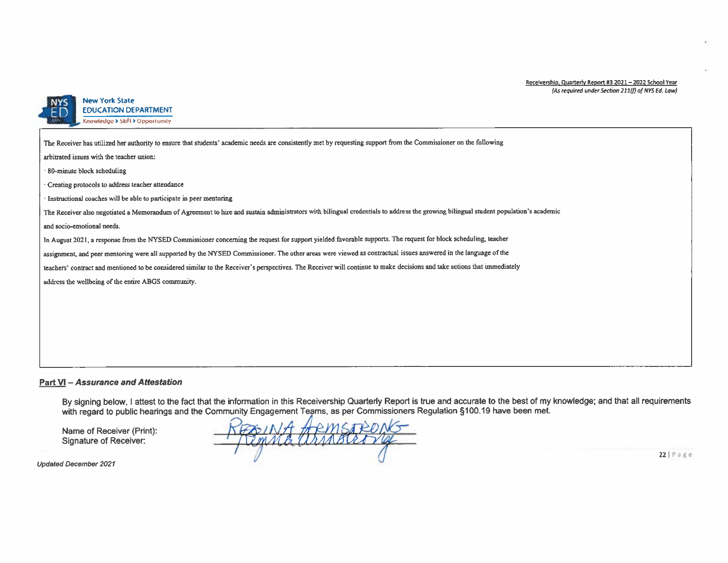The Receiver has utilized her authority to ensure that students' academic needs are consistently met by requesting support from the Commissioner on the following arbitrated issues with the teacher union:

· 80-minute block scheduling

· Creating protocols to address teacher attendance

· Instructional coaches will be able to participate in peer mentoring

The Receiver also negotiated a Memorandum of Agreement to hire and sustain administrators with bilingual credentials to address the growing bilingual student population's academic and socio-emotional needs.

In August 2021, a response from the NYSED Commissioner concerning the request for support yielded favorable supports. The request for block scheduling, teacher assignment, and peer mentoring were all supported by the NYSED Commissioner. The other areas were viewed as contractual issues answered in the language of the teachers' contract and mentioned to be considered similar to the Receiver's perspectives. The Receiver will continue to make decisions and take actions that immediately address the wellbeing of the entire ABGS community.

## Part VI – *Assurance and Attestation*

By signing below, I attest to the fact that the information in this Receivership Quarterly Report is true and accurate to the best of my knowledge; and that all requirements with regard to public hearings and the Community Engagement Teams, as per Commissioners Regulation §100.19 have been met.

Name of Receiver (Print): REGINA ARMSTRONG

Signature of Receiver: Regina Armstrong

*Updated December 2021*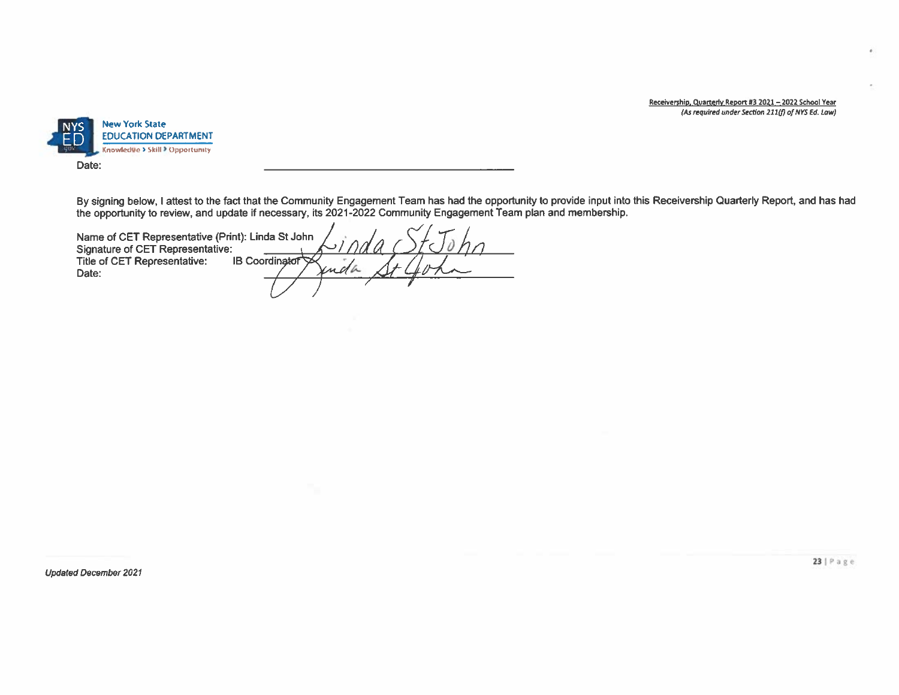Date: \_\_\_\_\_\_\_\_\_\_\_\_\_\_\_\_\_\_\_\_\_\_\_\_\_\_\_\_\_\_\_\_\_\_\_\_

By signing below, I attest to the fact that the Community Engagement Team has had the opportunity to provide input into this Receivership Quarterly Report, and has had the opportunity to review, and update if necessary, its 2021-2022 Community Engagement Team plan and membership.

Name of CET Representative (Print): Linda St John
Signature of CET Representative: *Linda St John*
Title of CET Representative: IB Coordinator
Date:

*Updated December 2021*